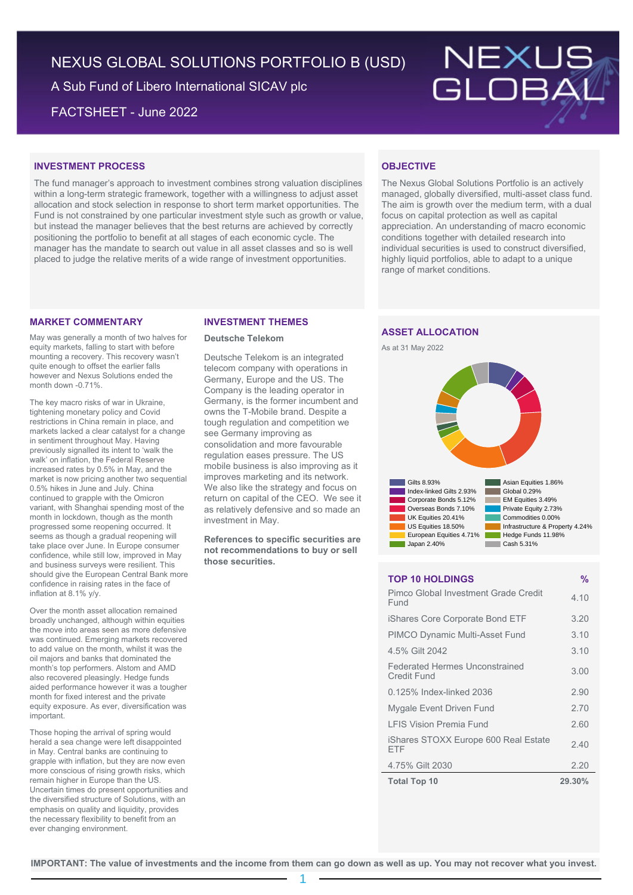# NEXUS GLOBAL SOLUTIONS PORTFOLIO B (USD)

A Sub Fund of Libero International SICAV plc

FACTSHEET - June 2022

NEXUS GLOBAL

## INVESTMENT PROCESS

The fund manager's approach to investment combines strong valuation disciplines within a long-term strategic framework, together with a willingness to adjust asset allocation and stock selection in response to short term market opportunities. The Fund is not constrained by one particular investment style such as growth or value, but instead the manager believes that the best returns are achieved by correctly positioning the portfolio to benefit at all stages of each economic cycle. The manager has the mandate to search out value in all asset classes and so is well placed to judge the relative merits of a wide range of investment opportunities.

## OBJECTIVE

The Nexus Global Solutions Portfolio is an actively managed, globally diversified, multi-asset class fund. The aim is growth over the medium term, with a dual focus on capital protection as well as capital appreciation. An understanding of macro economic conditions together with detailed research into individual securities is used to construct diversified, highly liquid portfolios, able to adapt to a unique range of market conditions.

## MARKET COMMENTARY

May was generally a month of two halves for equity markets, falling to start with before mounting a recovery. This recovery wasn't quite enough to offset the earlier falls however and Nexus Solutions ended the month down -0.71%.

The key macro risks of war in Ukraine, tightening monetary policy and Covid restrictions in China remain in place, and markets lacked a clear catalyst for a change in sentiment throughout May. Having previously signalled its intent to 'walk the walk' on inflation, the Federal Reserve increased rates by 0.5% in May, and the market is now pricing another two sequential 0.5% hikes in June and July. China continued to grapple with the Omicron variant, with Shanghai spending most of the month in lockdown, though as the month progressed some reopening occurred. It seems as though a gradual reopening will take place over June. In Europe consumer confidence, while still low, improved in May and business surveys were resilient. This should give the European Central Bank more confidence in raising rates in the face of inflation at 8.1% y/y.

Over the month asset allocation remained broadly unchanged, although within equities the move into areas seen as more defensive was continued. Emerging markets recovered to add value on the month, whilst it was the oil majors and banks that dominated the month's top performers. Alstom and AMD also recovered pleasingly. Hedge funds aided performance however it was a tougher month for fixed interest and the private equity exposure. As ever, diversification was important.

Those hoping the arrival of spring would herald a sea change were left disappointed in May. Central banks are continuing to grapple with inflation, but they are now even more conscious of rising growth risks, which remain higher in Europe than the US. Uncertain times do present opportunities and the diversified structure of Solutions, with an emphasis on quality and liquidity, provides the necessary flexibility to benefit from an ever changing environment.

## INVESTMENT THEMES

### Deutsche Telekom

Deutsche Telekom is an integrated telecom company with operations in Germany, Europe and the US. The Company is the leading operator in Germany, is the former incumbent and owns the T-Mobile brand. Despite a tough regulation and competition we see Germany improving as consolidation and more favourable regulation eases pressure. The US mobile business is also improving as it improves marketing and its network. We also like the strategy and focus on return on capital of the CEO. We see it as relatively defensive and so made an investment in May.

**References to specific securities are not recommendations to buy or sell those securities.**

## ASSET ALLOCATION

As at 31 May 2022

| Asset Class | % | Asset Class | % |
|---|---|---|---|
| Gilts | 8.93% | Asian Equities | 1.86% |
| Index-linked Gilts | 2.93% | Global | 0.29% |
| Corporate Bonds | 5.12% | EM Equities | 3.49% |
| Overseas Bonds | 7.10% | Private Equity | 2.73% |
| UK Equities | 20.41% | Commodities | 0.00% |
| US Equities | 18.50% | Infrastructure & Property | 4.24% |
| European Equities | 4.71% | Hedge Funds | 11.98% |
| Japan | 2.40% | Cash | 5.31% |

## TOP 10 HOLDINGS

| TOP 10 HOLDINGS | % |
|---|---|
| Pimco Global Investment Grade Credit Fund | 4.10 |
| iShares Core Corporate Bond ETF | 3.20 |
| PIMCO Dynamic Multi-Asset Fund | 3.10 |
| 4.5% Gilt 2042 | 3.10 |
| Federated Hermes Unconstrained Credit Fund | 3.00 |
| 0.125% Index-linked 2036 | 2.90 |
| Mygale Event Driven Fund | 2.70 |
| LFIS Vision Premia Fund | 2.60 |
| iShares STOXX Europe 600 Real Estate ETF | 2.40 |
| 4.75% Gilt 2030 | 2.20 |
| **Total Top 10** | **29.30%** |

**IMPORTANT: The value of investments and the income from them can go down as well as up. You may not recover what you invest.**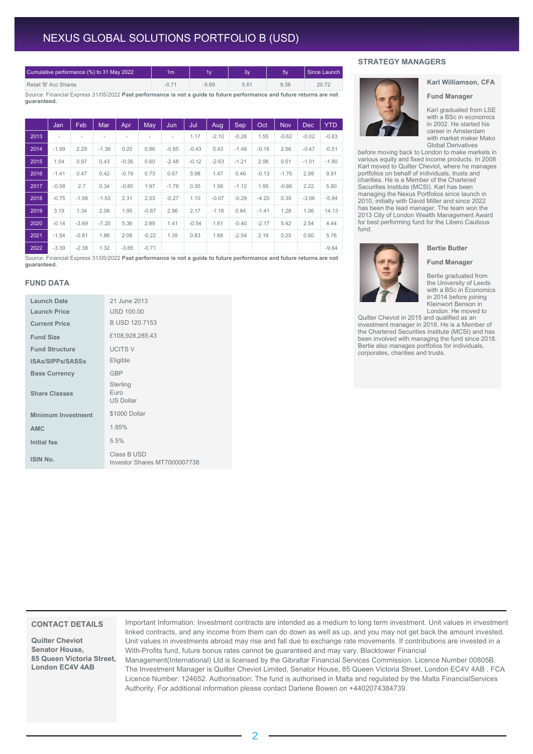# NEXUS GLOBAL SOLUTIONS PORTFOLIO B (USD)

| Cumulative performance (%) to 31 May 2022 | 1m | 1y | 3y | 5y | Since Launch |
|---|---|---|---|---|---|
| Retail 'B' Acc Shares | -0.71 | -5.69 | 5.61 | 9.38 | 20.72 |

Source: Financial Express 31/05/2022 **Past performance is not a guide to future performance and future returns are not guaranteed.**

| | Jan | Feb | Mar | Apr | May | Jun | Jul | Aug | Sep | Oct | Nov | Dec | YTD |
|---|---|---|---|---|---|---|---|---|---|---|---|---|---|
| 2013 | - | - | - | - | - | - | 1.17 | -2.10 | -0.28 | 1.55 | -0.62 | -0.02 | -0.83 |
| 2014 | -1.99 | 2.29 | -1.36 | 0.20 | 0.86 | -0.85 | -0.43 | 0.43 | -1.48 | -0.16 | 2.56 | -0.47 | -0.51 |
| 2015 | 1.54 | 0.97 | 0.43 | -0.36 | 0.60 | -2.48 | -0.12 | -2.63 | -1.21 | 2.06 | 0.51 | -1.01 | -1.80 |
| 2016 | -1.41 | 0.47 | 0.42 | -0.19 | 0.73 | 0.67 | 5.98 | 1.47 | 0.46 | -0.13 | -1.75 | 2.99 | 9.91 |
| 2017 | -0.58 | 2.7 | 0.34 | -0.80 | 1.97 | -1.76 | 0.35 | 1.56 | -1.12 | 1.55 | -0.66 | 2.22 | 5.80 |
| 2018 | -0.75 | -1.58 | -1.53 | 2.31 | 2.03 | -0.27 | 1.10 | -0.07 | -0.29 | -4.20 | 0.39 | -3.06 | -5.94 |
| 2019 | 3.19 | 1.34 | 2.08 | 1.95 | -0.87 | 2.96 | 2.17 | -1.16 | 0.84 | -1.41 | 1.28 | 1.06 | 14.13 |
| 2020 | -0.14 | -3.69 | -7.20 | 5.36 | 2.89 | 1.41 | -0.54 | 1.61 | -0.40 | -2.17 | 5.42 | 2.54 | 4.44 |
| 2021 | -1.54 | -0.81 | 1.88 | 2.08 | -0.22 | 1.35 | 0.83 | 1.68 | -2.54 | 2.18 | 0.25 | 0.60 | 5.76 |
| 2022 | -3.39 | -2.38 | 1.32 | -3.85 | -0.71 | | | | | | | | -9.64 |

Source: Financial Express 31/05/2022 **Past performance is not a guide to future performance and future returns are not guaranteed.**

## FUND DATA

| | |
|---|---|
| **Launch Date** | 21 June 2013 |
| **Launch Price** | USD 100.00 |
| **Current Price** | B USD 120.7153 |
| **Fund Size** | £108,928,285.43 |
| **Fund Structure** | UCITS V |
| **ISAs/SIPPs/SASSs** | Eligible |
| **Base Currency** | GBP |
| **Share Classes** | Sterling<br>Euro<br>US Dollar |
| **Minimum Investment** | $1000 Dollar |
| **AMC** | 1.85% |
| **Initial fee** | 5.5% |
| **ISIN No.** | Class B USD<br>Investor Shares MT7000007738 |

## STRATEGY MANAGERS

### Karl Williamson, CFA

**Fund Manager**

Karl graduated from LSE with a BSc in economics in 2002. He started his career in Amsterdam with market maker Mako Global Derivatives before moving back to London to make markets in various equity and fixed income products. In 2008 Karl moved to Quilter Cheviot, where he manages portfolios on behalf of individuals, trusts and charities. He is a Member of the Chartered Securities Institute (MCSI). Karl has been managing the Nexus Portfolios since launch in 2010, initially with David Miller and since 2022 has been the lead manager. The team won the 2013 City of London Wealth Management Award for best performing fund for the Libero Cautious fund.

### Bertie Butler

**Fund Manager**

Bertie graduated from the University of Leeds with a BSc in Economics in 2014 before joining Kleinwort Benson in London. He moved to Quilter Cheviot in 2015 and qualified as an investment manager in 2018. He is a Member of the Chartered Securities Institute (MCSI) and has been involved with managing the fund since 2018. Bertie also manages portfolios for individuals, corporates, charities and trusts.

## CONTACT DETAILS

**Quilter Cheviot**
**Senator House,**
**85 Queen Victoria Street,**
**London EC4V 4AB**

Important Information: Investment contracts are intended as a medium to long term investment. Unit values in investment linked contracts, and any income from them can do down as well as up, and you may not get back the amount invested. Unit values in investments abroad may rise and fall due to exchange rate movements. If contributions are invested in a With-Profits fund, future bonus rates cannot be guaranteed and may vary. Blacktower Financial Management(International) Ltd is licensed by the Gibraltar Financial Services Commission. Licence Number 00805B. The Investment Manager is Quilter Cheviot Limited, Senator House, 85 Queen Victoria Street, London EC4V 4AB . FCA Licence Number: 124652. Authorisation: The fund is authorised in Malta and regulated by the Malta FinancialServices Authority. For additional information please contact Darlene Bowen on +4402074384739.